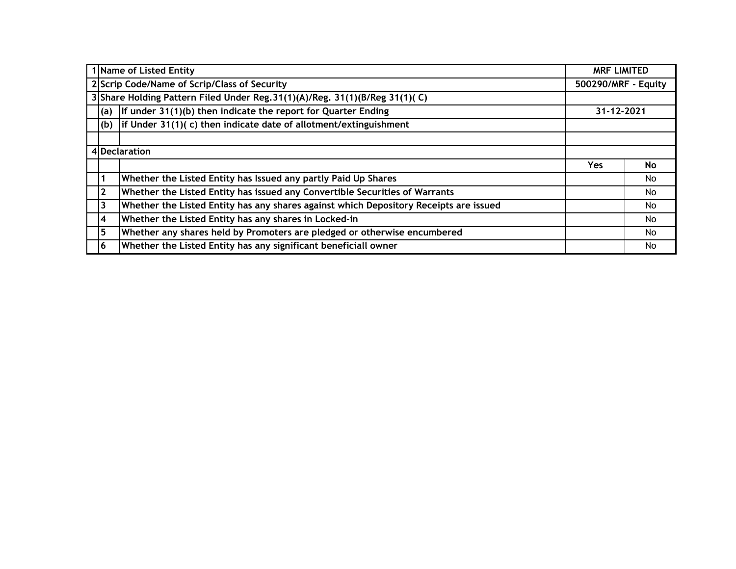| | | | | |
|---|---|---|---|---|
| 1 | Name of Listed Entity | | MRF LIMITED | |
| 2 | Scrip Code/Name of Scrip/Class of Security | | 500290/MRF - Equity | |
| 3 | Share Holding Pattern Filed Under Reg.31(1)(A)/Reg. 31(1)(B/Reg 31(1)( C) | | | |
| | (a) | If under 31(1)(b) then indicate the report for Quarter Ending | 31-12-2021 | |
| | (b) | if Under 31(1)( c) then indicate date of allotment/extinguishment | | |
| | | | | |
| 4 | Declaration | | | |
| | | | Yes | No |
| | 1 | Whether the Listed Entity has Issued any partly Paid Up Shares | | No |
| | 2 | Whether the Listed Entity has issued any Convertible Securities of Warrants | | No |
| | 3 | Whether the Listed Entity has any shares against which Depository Receipts are issued | | No |
| | 4 | Whether the Listed Entity has any shares in Locked-in | | No |
| | 5 | Whether any shares held by Promoters are pledged or otherwise encumbered | | No |
| | 6 | Whether the Listed Entity has any significant beneficiall owner | | No |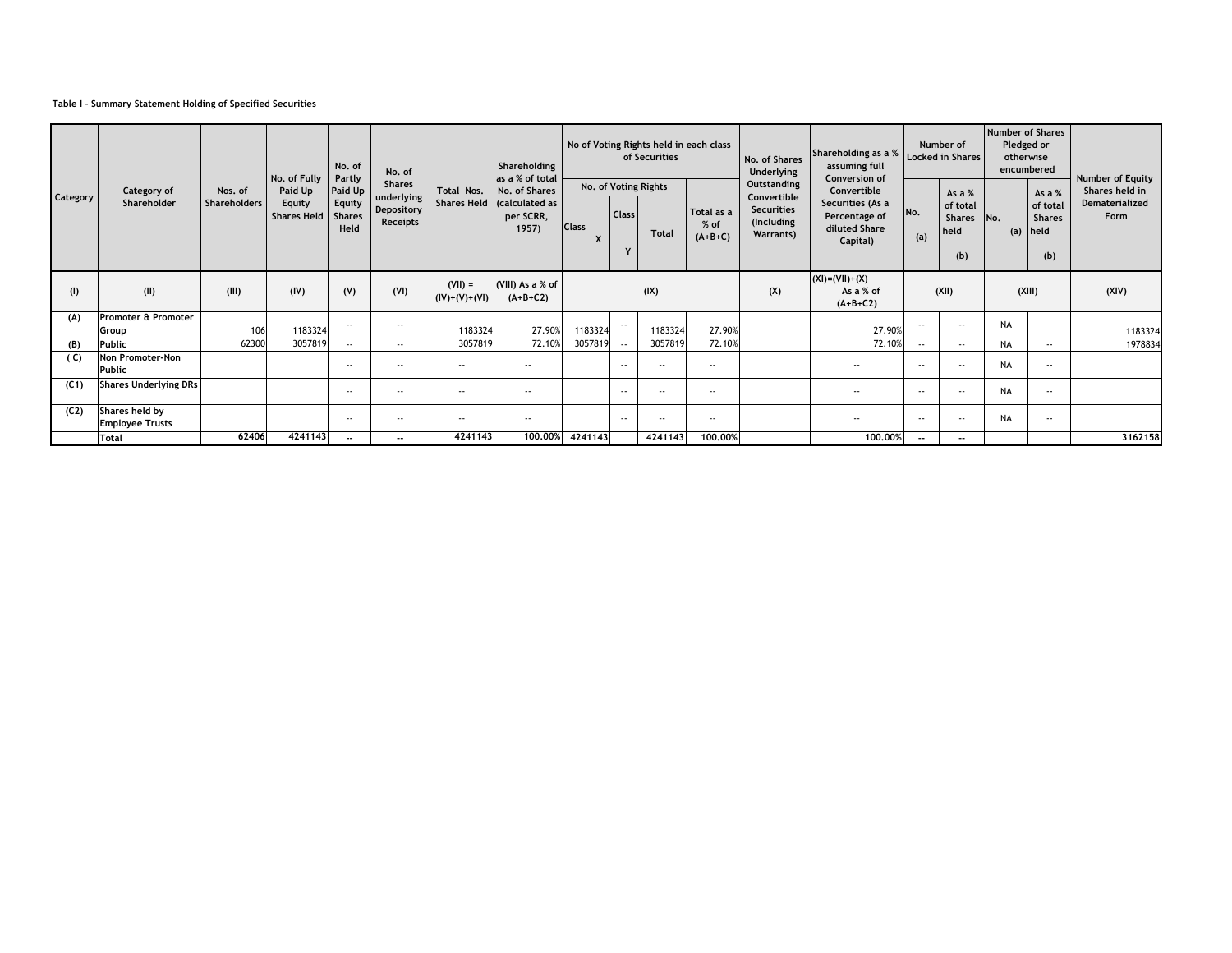**Table I - Summary Statement Holding of Specified Securities**

| Category | Category of Shareholder | Nos. of Shareholders | No. of Fully Paid Up Equity Shares Held | No. of Partly Paid Up Equity Shares Held | No. of Shares underlying Depository Receipts | Total Nos. Shares Held | Shareholding as a % of total No. of Shares (calculated as per SCRR, 1957) | No of Voting Rights held in each class of Securities | | | | No. of Shares Underlying Outstanding Convertible Securities (Including Warrants) | Shareholding as a % assuming full Conversion of Convertible Securities (As a Percentage of diluted Share Capital) | Number of Locked in Shares | | Number of Shares Pledged or otherwise encumbered | | Number of Equity Shares held in Dematerialized Form |
|---|---|---|---|---|---|---|---|---|---|---|---|---|---|---|---|---|---|---|
| | | | | | | | | No. of Voting Rights | | | Total as a % of (A+B+C) | | | No. (a) | As a % of total Shares held (b) | No. (a) | As a % of total Shares held (b) | |
| | | | | | | | | Class X | Class Y | Total | | | | | | | | |
| (I) | (II) | (III) | (IV) | (V) | (VI) | (VII) = (IV)+(V)+(VI) | (VIII) As a % of (A+B+C2) | (IX) | | | | (X) | (XI)=(VII)+(X) As a % of (A+B+C2) | (XII) | | (XIII) | | (XIV) |
| (A) | Promoter & Promoter Group | 106 | 1183324 | -- | -- | 1183324 | 27.90% | 1183324 | -- | 1183324 | 27.90% | | 27.90% | -- | -- | NA | | 1183324 |
| (B) | Public | 62300 | 3057819 | -- | -- | 3057819 | 72.10% | 3057819 | -- | 3057819 | 72.10% | | 72.10% | -- | -- | NA | -- | 1978834 |
| ( C) | Non Promoter-Non Public | | | -- | -- | -- | -- | | -- | -- | -- | | -- | -- | -- | NA | -- | |
| (C1) | Shares Underlying DRs | | | -- | -- | -- | -- | | -- | -- | -- | | -- | -- | -- | NA | -- | |
| (C2) | Shares held by Employee Trusts | | | -- | -- | -- | -- | | -- | -- | -- | | -- | -- | -- | NA | -- | |
| | Total | 62406 | 4241143 | -- | -- | 4241143 | 100.00% | 4241143 | | 4241143 | 100.00% | | 100.00% | -- | -- | | | 3162158 |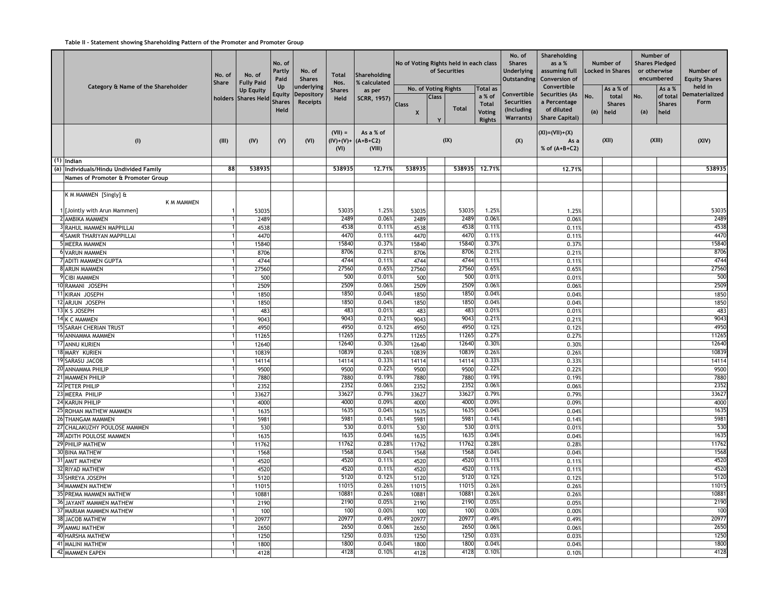Table II - Statement showing Shareholding Pattern of the Promoter and Promoter Group

| | Category & Name of the Shareholder | No. of Share holders | No. of Fully Paid Up Equity Shares Held | No. of Partly Paid Up Equity Shares Held | No. of Shares underlying Depository Receipts | Total Nos. Shares Held | Shareholding % calculated as per SCRR, 1957) | No of Voting Rights held in each class of Securities | | | | No. of Shares Underlying Outstanding Convertible Securities (Including Warrants) | Shareholding as a % assuming full Conversion of Convertible Securities (As a Percentage of diluted Share Capital) | Number of Locked in Shares | | Number of Shares Pledged or otherwise encumbered | | Number of Equity Shares held in Dematerialized Form |
|---|---|---|---|---|---|---|---|---|---|---|---|---|---|---|---|---|---|---|
| | | | | | | | | No. of Voting Rights | | | Total as a % of Total Voting Rights | | | No. (a) | As a % of total Shares held | No. (a) | As a % of total Shares held | |
| | | | | | | | | Class X | Class Y | Total | | | | | | | | |
| | (I) | (III) | (IV) | (V) | (VI) | (VII) = (IV)+(V)+(VI) | As a % of (A+B+C2) (VIII) | (IX) | | | | (X) | (XI)=(VII)+(X) As a % of (A+B+C2) | (XII) | | (XIII) | | (XIV) |
| (1) | Indian | | | | | | | | | | | | | | | | | |
| (a) | Individuals/Hindu Undivided Family | 88 | 538935 | | | 538935 | 12.71% | 538935 | | 538935 | 12.71% | | 12.71% | | | | | 538935 |
| | Names of Promoter & Promoter Group | | | | | | | | | | | | | | | | | |
| 1 | K M MAMMEN [Singly] & K M MAMMEN [Jointly with Arun Mammen] | 1 | 53035 | | | 53035 | 1.25% | 53035 | | 53035 | 1.25% | | 1.25% | | | | | 53035 |
| 2 | AMBIKA MAMMEN | 1 | 2489 | | | 2489 | 0.06% | 2489 | | 2489 | 0.06% | | 0.06% | | | | | 2489 |
| 3 | RAHUL MAMMEN MAPPILLAI | 1 | 4538 | | | 4538 | 0.11% | 4538 | | 4538 | 0.11% | | 0.11% | | | | | 4538 |
| 4 | SAMIR THARIYAN MAPPILLAI | 1 | 4470 | | | 4470 | 0.11% | 4470 | | 4470 | 0.11% | | 0.11% | | | | | 4470 |
| 5 | MEERA MAMMEN | 1 | 15840 | | | 15840 | 0.37% | 15840 | | 15840 | 0.37% | | 0.37% | | | | | 15840 |
| 6 | VARUN MAMMEN | 1 | 8706 | | | 8706 | 0.21% | 8706 | | 8706 | 0.21% | | 0.21% | | | | | 8706 |
| 7 | ADITI MAMMEN GUPTA | 1 | 4744 | | | 4744 | 0.11% | 4744 | | 4744 | 0.11% | | 0.11% | | | | | 4744 |
| 8 | ARUN MAMMEN | 1 | 27560 | | | 27560 | 0.65% | 27560 | | 27560 | 0.65% | | 0.65% | | | | | 27560 |
| 9 | CIBI MAMMEN | 1 | 500 | | | 500 | 0.01% | 500 | | 500 | 0.01% | | 0.01% | | | | | 500 |
| 10 | RAMANI JOSEPH | 1 | 2509 | | | 2509 | 0.06% | 2509 | | 2509 | 0.06% | | 0.06% | | | | | 2509 |
| 11 | KIRAN JOSEPH | 1 | 1850 | | | 1850 | 0.04% | 1850 | | 1850 | 0.04% | | 0.04% | | | | | 1850 |
| 12 | ARJUN JOSEPH | 1 | 1850 | | | 1850 | 0.04% | 1850 | | 1850 | 0.04% | | 0.04% | | | | | 1850 |
| 13 | K S JOSEPH | 1 | 483 | | | 483 | 0.01% | 483 | | 483 | 0.01% | | 0.01% | | | | | 483 |
| 14 | K C MAMMEN | 1 | 9043 | | | 9043 | 0.21% | 9043 | | 9043 | 0.21% | | 0.21% | | | | | 9043 |
| 15 | SARAH CHERIAN TRUST | 1 | 4950 | | | 4950 | 0.12% | 4950 | | 4950 | 0.12% | | 0.12% | | | | | 4950 |
| 16 | ANNAMMA MAMMEN | 1 | 11265 | | | 11265 | 0.27% | 11265 | | 11265 | 0.27% | | 0.27% | | | | | 11265 |
| 17 | ANNU KURIEN | 1 | 12640 | | | 12640 | 0.30% | 12640 | | 12640 | 0.30% | | 0.30% | | | | | 12640 |
| 18 | MARY KURIEN | 1 | 10839 | | | 10839 | 0.26% | 10839 | | 10839 | 0.26% | | 0.26% | | | | | 10839 |
| 19 | SARASU JACOB | 1 | 14114 | | | 14114 | 0.33% | 14114 | | 14114 | 0.33% | | 0.33% | | | | | 14114 |
| 20 | ANNAMMA PHILIP | 1 | 9500 | | | 9500 | 0.22% | 9500 | | 9500 | 0.22% | | 0.22% | | | | | 9500 |
| 21 | MAMMEN PHILIP | 1 | 7880 | | | 7880 | 0.19% | 7880 | | 7880 | 0.19% | | 0.19% | | | | | 7880 |
| 22 | PETER PHILIP | 1 | 2352 | | | 2352 | 0.06% | 2352 | | 2352 | 0.06% | | 0.06% | | | | | 2352 |
| 23 | MEERA PHILIP | 1 | 33627 | | | 33627 | 0.79% | 33627 | | 33627 | 0.79% | | 0.79% | | | | | 33627 |
| 24 | KARUN PHILIP | 1 | 4000 | | | 4000 | 0.09% | 4000 | | 4000 | 0.09% | | 0.09% | | | | | 4000 |
| 25 | ROHAN MATHEW MAMMEN | 1 | 1635 | | | 1635 | 0.04% | 1635 | | 1635 | 0.04% | | 0.04% | | | | | 1635 |
| 26 | THANGAM MAMMEN | 1 | 5981 | | | 5981 | 0.14% | 5981 | | 5981 | 0.14% | | 0.14% | | | | | 5981 |
| 27 | CHALAKUZHY POULOSE MAMMEN | 1 | 530 | | | 530 | 0.01% | 530 | | 530 | 0.01% | | 0.01% | | | | | 530 |
| 28 | ADITH POULOSE MAMMEN | 1 | 1635 | | | 1635 | 0.04% | 1635 | | 1635 | 0.04% | | 0.04% | | | | | 1635 |
| 29 | PHILIP MATHEW | 1 | 11762 | | | 11762 | 0.28% | 11762 | | 11762 | 0.28% | | 0.28% | | | | | 11762 |
| 30 | BINA MATHEW | 1 | 1568 | | | 1568 | 0.04% | 1568 | | 1568 | 0.04% | | 0.04% | | | | | 1568 |
| 31 | AMIT MATHEW | 1 | 4520 | | | 4520 | 0.11% | 4520 | | 4520 | 0.11% | | 0.11% | | | | | 4520 |
| 32 | RIYAD MATHEW | 1 | 4520 | | | 4520 | 0.11% | 4520 | | 4520 | 0.11% | | 0.11% | | | | | 4520 |
| 33 | SHREYA JOSEPH | 1 | 5120 | | | 5120 | 0.12% | 5120 | | 5120 | 0.12% | | 0.12% | | | | | 5120 |
| 34 | MAMMEN MATHEW | 1 | 11015 | | | 11015 | 0.26% | 11015 | | 11015 | 0.26% | | 0.26% | | | | | 11015 |
| 35 | PREMA MAMMEN MATHEW | 1 | 10881 | | | 10881 | 0.26% | 10881 | | 10881 | 0.26% | | 0.26% | | | | | 10881 |
| 36 | JAYANT MAMMEN MATHEW | 1 | 2190 | | | 2190 | 0.05% | 2190 | | 2190 | 0.05% | | 0.05% | | | | | 2190 |
| 37 | MARIAM MAMMEN MATHEW | 1 | 100 | | | 100 | 0.00% | 100 | | 100 | 0.00% | | 0.00% | | | | | 100 |
| 38 | JACOB MATHEW | 1 | 20977 | | | 20977 | 0.49% | 20977 | | 20977 | 0.49% | | 0.49% | | | | | 20977 |
| 39 | AMMU MATHEW | 1 | 2650 | | | 2650 | 0.06% | 2650 | | 2650 | 0.06% | | 0.06% | | | | | 2650 |
| 40 | HARSHA MATHEW | 1 | 1250 | | | 1250 | 0.03% | 1250 | | 1250 | 0.03% | | 0.03% | | | | | 1250 |
| 41 | MALINI MATHEW | 1 | 1800 | | | 1800 | 0.04% | 1800 | | 1800 | 0.04% | | 0.04% | | | | | 1800 |
| 42 | MAMMEN EAPEN | 1 | 4128 | | | 4128 | 0.10% | 4128 | | 4128 | 0.10% | | 0.10% | | | | | 4128 |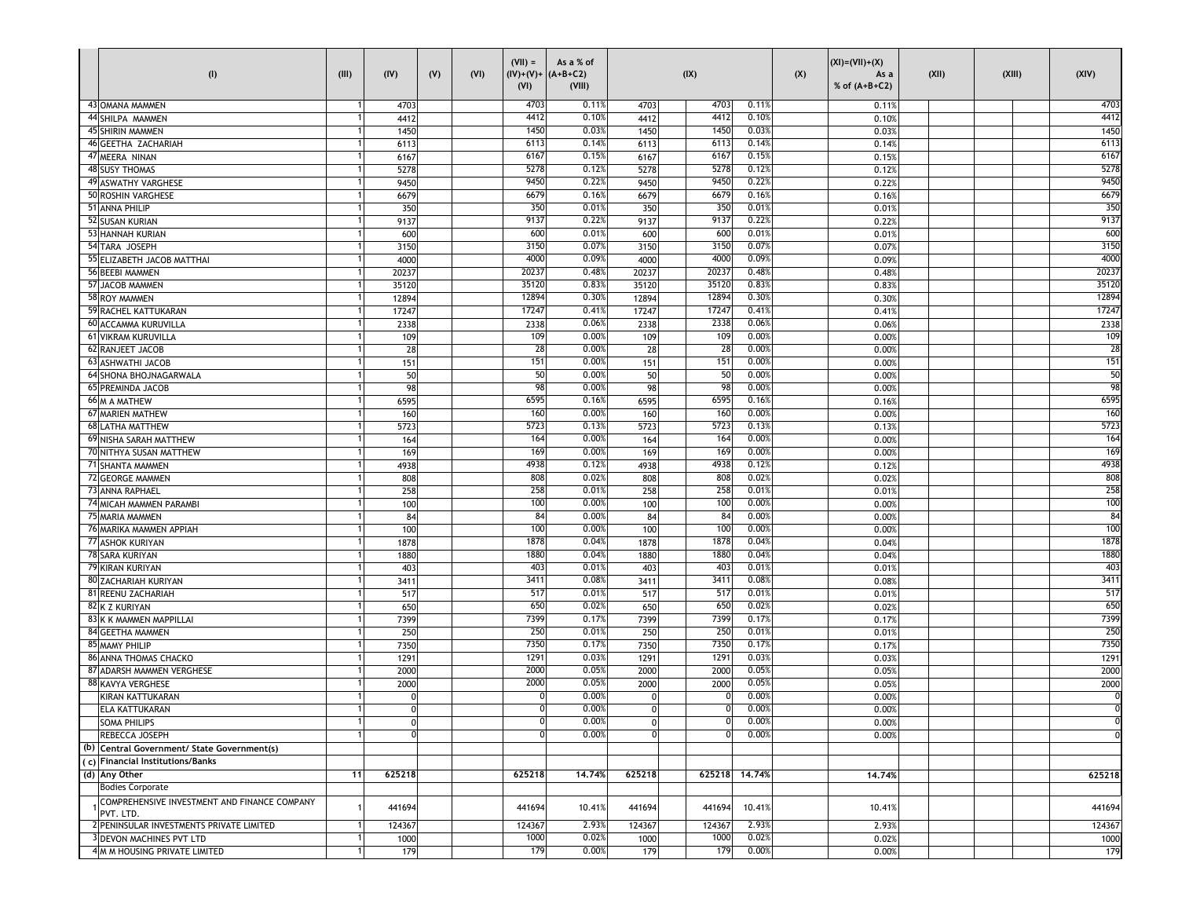| | (I) | (III) | (IV) | (V) | (VI) | (VII) = (IV)+(V)+ (VI) | As a % of (A+B+C2) (VIII) | (IX) | | | (X) | (XI)=(VII)+(X) As a % of (A+B+C2) | (XII) | | (XIII) | | (XIV) |
|---|---|---|---|---|---|---|---|---|---|---|---|---|---|---|---|---|---|
| 43 | OMANA MAMMEN | 1 | 4703 | | | 4703 | 0.11% | 4703 | 4703 | 0.11% | | 0.11% | | | | | 4703 |
| 44 | SHILPA MAMMEN | 1 | 4412 | | | 4412 | 0.10% | 4412 | 4412 | 0.10% | | 0.10% | | | | | 4412 |
| 45 | SHIRIN MAMMEN | 1 | 1450 | | | 1450 | 0.03% | 1450 | 1450 | 0.03% | | 0.03% | | | | | 1450 |
| 46 | GEETHA ZACHARIAH | 1 | 6113 | | | 6113 | 0.14% | 6113 | 6113 | 0.14% | | 0.14% | | | | | 6113 |
| 47 | MEERA NINAN | 1 | 6167 | | | 6167 | 0.15% | 6167 | 6167 | 0.15% | | 0.15% | | | | | 6167 |
| 48 | SUSY THOMAS | 1 | 5278 | | | 5278 | 0.12% | 5278 | 5278 | 0.12% | | 0.12% | | | | | 5278 |
| 49 | ASWATHY VARGHESE | 1 | 9450 | | | 9450 | 0.22% | 9450 | 9450 | 0.22% | | 0.22% | | | | | 9450 |
| 50 | ROSHIN VARGHESE | 1 | 6679 | | | 6679 | 0.16% | 6679 | 6679 | 0.16% | | 0.16% | | | | | 6679 |
| 51 | ANNA PHILIP | 1 | 350 | | | 350 | 0.01% | 350 | 350 | 0.01% | | 0.01% | | | | | 350 |
| 52 | SUSAN KURIAN | 1 | 9137 | | | 9137 | 0.22% | 9137 | 9137 | 0.22% | | 0.22% | | | | | 9137 |
| 53 | HANNAH KURIAN | 1 | 600 | | | 600 | 0.01% | 600 | 600 | 0.01% | | 0.01% | | | | | 600 |
| 54 | TARA JOSEPH | 1 | 3150 | | | 3150 | 0.07% | 3150 | 3150 | 0.07% | | 0.07% | | | | | 3150 |
| 55 | ELIZABETH JACOB MATTHAI | 1 | 4000 | | | 4000 | 0.09% | 4000 | 4000 | 0.09% | | 0.09% | | | | | 4000 |
| 56 | BEEBI MAMMEN | 1 | 20237 | | | 20237 | 0.48% | 20237 | 20237 | 0.48% | | 0.48% | | | | | 20237 |
| 57 | JACOB MAMMEN | 1 | 35120 | | | 35120 | 0.83% | 35120 | 35120 | 0.83% | | 0.83% | | | | | 35120 |
| 58 | ROY MAMMEN | 1 | 12894 | | | 12894 | 0.30% | 12894 | 12894 | 0.30% | | 0.30% | | | | | 12894 |
| 59 | RACHEL KATTUKARAN | 1 | 17247 | | | 17247 | 0.41% | 17247 | 17247 | 0.41% | | 0.41% | | | | | 17247 |
| 60 | ACCAMMA KURUVILLA | 1 | 2338 | | | 2338 | 0.06% | 2338 | 2338 | 0.06% | | 0.06% | | | | | 2338 |
| 61 | VIKRAM KURUVILLA | 1 | 109 | | | 109 | 0.00% | 109 | 109 | 0.00% | | 0.00% | | | | | 109 |
| 62 | RANJEET JACOB | 1 | 28 | | | 28 | 0.00% | 28 | 28 | 0.00% | | 0.00% | | | | | 28 |
| 63 | ASHWATHI JACOB | 1 | 151 | | | 151 | 0.00% | 151 | 151 | 0.00% | | 0.00% | | | | | 151 |
| 64 | SHONA BHOJNAGARWALA | 1 | 50 | | | 50 | 0.00% | 50 | 50 | 0.00% | | 0.00% | | | | | 50 |
| 65 | PREMINDA JACOB | 1 | 98 | | | 98 | 0.00% | 98 | 98 | 0.00% | | 0.00% | | | | | 98 |
| 66 | M A MATHEW | 1 | 6595 | | | 6595 | 0.16% | 6595 | 6595 | 0.16% | | 0.16% | | | | | 6595 |
| 67 | MARIEN MATHEW | 1 | 160 | | | 160 | 0.00% | 160 | 160 | 0.00% | | 0.00% | | | | | 160 |
| 68 | LATHA MATTHEW | 1 | 5723 | | | 5723 | 0.13% | 5723 | 5723 | 0.13% | | 0.13% | | | | | 5723 |
| 69 | NISHA SARAH MATTHEW | 1 | 164 | | | 164 | 0.00% | 164 | 164 | 0.00% | | 0.00% | | | | | 164 |
| 70 | NITHYA SUSAN MATTHEW | 1 | 169 | | | 169 | 0.00% | 169 | 169 | 0.00% | | 0.00% | | | | | 169 |
| 71 | SHANTA MAMMEN | 1 | 4938 | | | 4938 | 0.12% | 4938 | 4938 | 0.12% | | 0.12% | | | | | 4938 |
| 72 | GEORGE MAMMEN | 1 | 808 | | | 808 | 0.02% | 808 | 808 | 0.02% | | 0.02% | | | | | 808 |
| 73 | ANNA RAPHAEL | 1 | 258 | | | 258 | 0.01% | 258 | 258 | 0.01% | | 0.01% | | | | | 258 |
| 74 | MICAH MAMMEN PARAMBI | 1 | 100 | | | 100 | 0.00% | 100 | 100 | 0.00% | | 0.00% | | | | | 100 |
| 75 | MARIA MAMMEN | 1 | 84 | | | 84 | 0.00% | 84 | 84 | 0.00% | | 0.00% | | | | | 84 |
| 76 | MARIKA MAMMEN APPIAH | 1 | 100 | | | 100 | 0.00% | 100 | 100 | 0.00% | | 0.00% | | | | | 100 |
| 77 | ASHOK KURIYAN | 1 | 1878 | | | 1878 | 0.04% | 1878 | 1878 | 0.04% | | 0.04% | | | | | 1878 |
| 78 | SARA KURIYAN | 1 | 1880 | | | 1880 | 0.04% | 1880 | 1880 | 0.04% | | 0.04% | | | | | 1880 |
| 79 | KIRAN KURIYAN | 1 | 403 | | | 403 | 0.01% | 403 | 403 | 0.01% | | 0.01% | | | | | 403 |
| 80 | ZACHARIAH KURIYAN | 1 | 3411 | | | 3411 | 0.08% | 3411 | 3411 | 0.08% | | 0.08% | | | | | 3411 |
| 81 | REENU ZACHARIAH | 1 | 517 | | | 517 | 0.01% | 517 | 517 | 0.01% | | 0.01% | | | | | 517 |
| 82 | K Z KURIYAN | 1 | 650 | | | 650 | 0.02% | 650 | 650 | 0.02% | | 0.02% | | | | | 650 |
| 83 | K K MAMMEN MAPPILLAI | 1 | 7399 | | | 7399 | 0.17% | 7399 | 7399 | 0.17% | | 0.17% | | | | | 7399 |
| 84 | GEETHA MAMMEN | 1 | 250 | | | 250 | 0.01% | 250 | 250 | 0.01% | | 0.01% | | | | | 250 |
| 85 | MAMY PHILIP | 1 | 7350 | | | 7350 | 0.17% | 7350 | 7350 | 0.17% | | 0.17% | | | | | 7350 |
| 86 | ANNA THOMAS CHACKO | 1 | 1291 | | | 1291 | 0.03% | 1291 | 1291 | 0.03% | | 0.03% | | | | | 1291 |
| 87 | ADARSH MAMMEN VERGHESE | 1 | 2000 | | | 2000 | 0.05% | 2000 | 2000 | 0.05% | | 0.05% | | | | | 2000 |
| 88 | KAVYA VERGHESE | 1 | 2000 | | | 2000 | 0.05% | 2000 | 2000 | 0.05% | | 0.05% | | | | | 2000 |
| | KIRAN KATTUKARAN | 1 | 0 | | | 0 | 0.00% | 0 | 0 | 0.00% | | 0.00% | | | | | 0 |
| | ELA KATTUKARAN | 1 | 0 | | | 0 | 0.00% | 0 | 0 | 0.00% | | 0.00% | | | | | 0 |
| | SOMA PHILIPS | 1 | 0 | | | 0 | 0.00% | 0 | 0 | 0.00% | | 0.00% | | | | | 0 |
| | REBECCA JOSEPH | 1 | 0 | | | 0 | 0.00% | 0 | 0 | 0.00% | | 0.00% | | | | | 0 |
| (b) | Central Government/ State Government(s) | | | | | | | | | | | | | | | | |
| (c) | Financial Institutions/Banks | | | | | | | | | | | | | | | | |
| (d) | **Any Other** | **11** | **625218** | | | **625218** | **14.74%** | **625218** | **625218** | **14.74%** | | **14.74%** | | | | | **625218** |
| | Bodies Corporate | | | | | | | | | | | | | | | | |
| 1 | COMPREHENSIVE INVESTMENT AND FINANCE COMPANY PVT. LTD. | 1 | 441694 | | | 441694 | 10.41% | 441694 | 441694 | 10.41% | | 10.41% | | | | | 441694 |
| 2 | PENINSULAR INVESTMENTS PRIVATE LIMITED | 1 | 124367 | | | 124367 | 2.93% | 124367 | 124367 | 2.93% | | 2.93% | | | | | 124367 |
| 3 | DEVON MACHINES PVT LTD | 1 | 1000 | | | 1000 | 0.02% | 1000 | 1000 | 0.02% | | 0.02% | | | | | 1000 |
| 4 | M M HOUSING PRIVATE LIMITED | 1 | 179 | | | 179 | 0.00% | 179 | 179 | 0.00% | | 0.00% | | | | | 179 |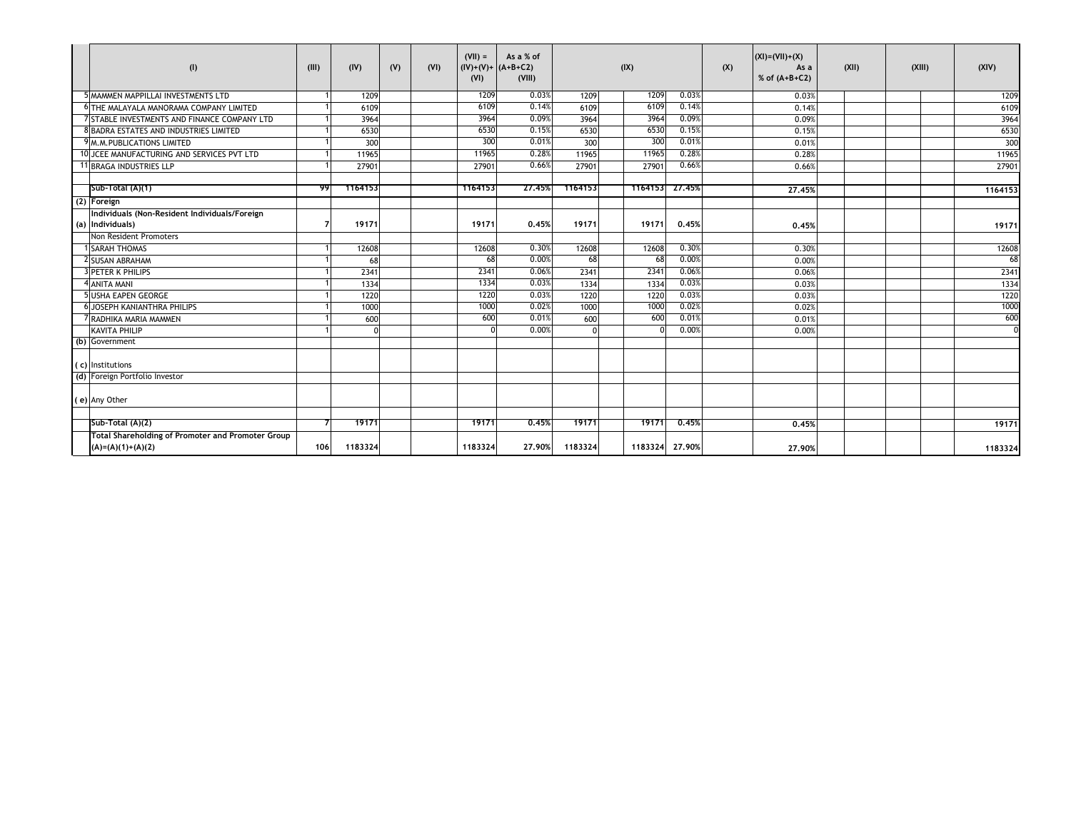| | (I) | (III) | (IV) | (V) | (VI) | (VII) = (IV)+(V)+ (VI) | As a % of (A+B+C2) (VIII) | (IX) | | | | (X) | (XI)=(VII)+(X) As a % of (A+B+C2) | (XII) | | (XIII) | | (XIV) |
|---|---|---|---|---|---|---|---|---|---|---|---|---|---|---|---|---|---|---|
| 5 | MAMMEN MAPPILLAI INVESTMENTS LTD | 1 | 1209 | | | 1209 | 0.03% | 1209 | | 1209 | 0.03% | | 0.03% | | | | | 1209 |
| 6 | THE MALAYALA MANORAMA COMPANY LIMITED | 1 | 6109 | | | 6109 | 0.14% | 6109 | | 6109 | 0.14% | | 0.14% | | | | | 6109 |
| 7 | STABLE INVESTMENTS AND FINANCE COMPANY LTD | 1 | 3964 | | | 3964 | 0.09% | 3964 | | 3964 | 0.09% | | 0.09% | | | | | 3964 |
| 8 | BADRA ESTATES AND INDUSTRIES LIMITED | 1 | 6530 | | | 6530 | 0.15% | 6530 | | 6530 | 0.15% | | 0.15% | | | | | 6530 |
| 9 | M.M.PUBLICATIONS LIMITED | 1 | 300 | | | 300 | 0.01% | 300 | | 300 | 0.01% | | 0.01% | | | | | 300 |
| 10 | JCEE MANUFACTURING AND SERVICES PVT LTD | 1 | 11965 | | | 11965 | 0.28% | 11965 | | 11965 | 0.28% | | 0.28% | | | | | 11965 |
| 11 | BRAGA INDUSTRIES LLP | 1 | 27901 | | | 27901 | 0.66% | 27901 | | 27901 | 0.66% | | 0.66% | | | | | 27901 |
| | | | | | | | | | | | | | | | | | | |
| | **Sub-Total (A)(1)** | **99** | **1164153** | | | **1164153** | **27.45%** | **1164153** | | **1164153** | **27.45%** | | **27.45%** | | | | | **1164153** |
| **(2)** | **Foreign** | | | | | | | | | | | | | | | | | |
| (a) | **Individuals (Non-Resident Individuals/Foreign Individuals)** | **7** | **19171** | | | **19171** | **0.45%** | **19171** | | **19171** | **0.45%** | | **0.45%** | | | | | **19171** |
| | Non Resident Promoters | | | | | | | | | | | | | | | | | |
| 1 | SARAH THOMAS | 1 | 12608 | | | 12608 | 0.30% | 12608 | | 12608 | 0.30% | | 0.30% | | | | | 12608 |
| 2 | SUSAN ABRAHAM | 1 | 68 | | | 68 | 0.00% | 68 | | 68 | 0.00% | | 0.00% | | | | | 68 |
| 3 | PETER K PHILIPS | 1 | 2341 | | | 2341 | 0.06% | 2341 | | 2341 | 0.06% | | 0.06% | | | | | 2341 |
| 4 | ANITA MANI | 1 | 1334 | | | 1334 | 0.03% | 1334 | | 1334 | 0.03% | | 0.03% | | | | | 1334 |
| 5 | USHA EAPEN GEORGE | 1 | 1220 | | | 1220 | 0.03% | 1220 | | 1220 | 0.03% | | 0.03% | | | | | 1220 |
| 6 | JOSEPH KANIANTHRA PHILIPS | 1 | 1000 | | | 1000 | 0.02% | 1000 | | 1000 | 0.02% | | 0.02% | | | | | 1000 |
| 7 | RADHIKA MARIA MAMMEN | 1 | 600 | | | 600 | 0.01% | 600 | | 600 | 0.01% | | 0.01% | | | | | 600 |
| | KAVITA PHILIP | 1 | 0 | | | 0 | 0.00% | 0 | | 0 | 0.00% | | 0.00% | | | | | 0 |
| (b) | Government | | | | | | | | | | | | | | | | | |
| ( c) | Institutions | | | | | | | | | | | | | | | | | |
| (d) | Foreign Portfolio Investor | | | | | | | | | | | | | | | | | |
| ( e) | Any Other | | | | | | | | | | | | | | | | | |
| | | | | | | | | | | | | | | | | | | |
| | **Sub-Total (A)(2)** | **7** | **19171** | | | **19171** | **0.45%** | **19171** | | **19171** | **0.45%** | | **0.45%** | | | | | **19171** |
| | **Total Shareholding of Promoter and Promoter Group (A)=(A)(1)+(A)(2)** | **106** | **1183324** | | | **1183324** | **27.90%** | **1183324** | | **1183324** | **27.90%** | | **27.90%** | | | | | **1183324** |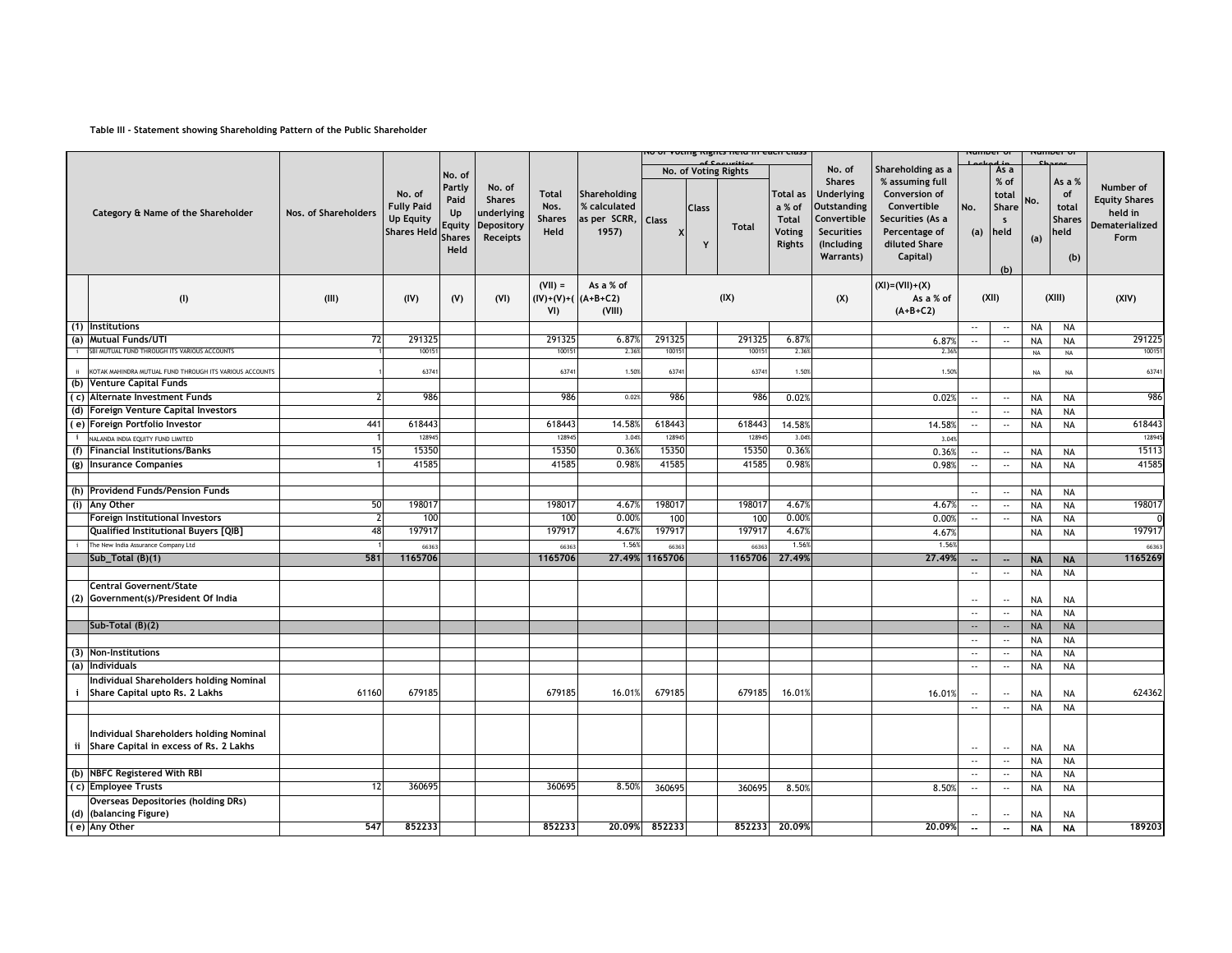Table III - Statement showing Shareholding Pattern of the Public Shareholder

| | Category & Name of the Shareholder | Nos. of Shareholders | No. of Fully Paid Up Equity Shares Held | No. of Partly Paid Up Equity Shares Held | No. of Shares underlying Depository Receipts | Total Nos. Shares Held | Shareholding % calculated as per SCRR, 1957) | Number of Voting Rights held in each class of Securities | | | | No. of Shares Underlying Outstanding Convertible Securities (Including Warrants) | Shareholding as a % assuming full Conversion of Convertible Securities (As a Percentage of diluted Share Capital) | Number of Locked in Shares | | Number of Shares | | Number of Equity Shares held in Dematerialized Form |
|---|---|---|---|---|---|---|---|---|---|---|---|---|---|---|---|---|---|---|
| | | | | | | | | No. of Voting Rights | | | Total as a % of Total Voting Rights | | | No. (a) | As a % of total Shares held (b) | No. (a) | As a % of total Shares held (b) | |
| | | | | | | | | Class X | Class Y | Total | | | | | | | | |
| | (I) | (III) | (IV) | (V) | (VI) | (VII) = (IV)+(V)+(VI) | As a % of (A+B+C2) (VIII) | (IX) | | | | (X) | (XI)=(VII)+(X) As a % of (A+B+C2) | (XII) | | (XIII) | | (XIV) |
| (1) | Institutions | | | | | | | | | | | | | -- | -- | NA | NA | |
| (a) | Mutual Funds/UTI | 72 | 291325 | | | 291325 | 6.87% | 291325 | | 291325 | 6.87% | | 6.87% | -- | -- | NA | NA | 291225 |
| i | SBI MUTUAL FUND THROUGH ITS VARIOUS ACCOUNTS | 1 | 100151 | | | 100151 | 2.36% | 100151 | | 100151 | 2.36% | | 2.36% | | | NA | NA | 100151 |
| ii | KOTAK MAHINDRA MUTUAL FUND THROUGH ITS VARIOUS ACCOUNTS | 1 | 63741 | | | 63741 | 1.50% | 63741 | | 63741 | 1.50% | | 1.50% | | | NA | NA | 63741 |
| (b) | Venture Capital Funds | | | | | | | | | | | | | | | | | |
| (c) | Alternate Investment Funds | 2 | 986 | | | 986 | 0.02% | 986 | | 986 | 0.02% | | 0.02% | -- | -- | NA | NA | 986 |
| (d) | Foreign Venture Capital Investors | | | | | | | | | | | | | -- | -- | NA | NA | |
| (e) | Foreign Portfolio Investor | 441 | 618443 | | | 618443 | 14.58% | 618443 | | 618443 | 14.58% | | 14.58% | -- | -- | NA | NA | 618443 |
| i | NALANDA INDIA EQUITY FUND LIMITED | 1 | 128945 | | | 128945 | 3.04% | 128945 | | 128945 | 3.04% | | 3.04% | | | | | 128945 |
| (f) | Financial Institutions/Banks | 15 | 15350 | | | 15350 | 0.36% | 15350 | | 15350 | 0.36% | | 0.36% | -- | -- | NA | NA | 15113 |
| (g) | Insurance Companies | 1 | 41585 | | | 41585 | 0.98% | 41585 | | 41585 | 0.98% | | 0.98% | -- | -- | NA | NA | 41585 |
| (h) | Providend Funds/Pension Funds | | | | | | | | | | | | | -- | -- | NA | NA | |
| (i) | Any Other | 50 | 198017 | | | 198017 | 4.67% | 198017 | | 198017 | 4.67% | | 4.67% | -- | -- | NA | NA | 198017 |
| | Foreign Institutional Investors | 2 | 100 | | | 100 | 0.00% | 100 | | 100 | 0.00% | | 0.00% | -- | -- | NA | NA | 0 |
| | Qualified Institutional Buyers [QIB] | 48 | 197917 | | | 197917 | 4.67% | 197917 | | 197917 | 4.67% | | 4.67% | | | NA | NA | 197917 |
| i | The New India Assurance Company Ltd | 1 | 66363 | | | 66363 | 1.56% | 66363 | | 66363 | 1.56% | | 1.56% | | | | | 66363 |
| | **Sub_Total (B)(1)** | **581** | **1165706** | | | **1165706** | **27.49%** | **1165706** | | **1165706** | **27.49%** | | **27.49%** | **--** | **--** | **NA** | **NA** | **1165269** |
| | | | | | | | | | | | | | | -- | -- | NA | NA | |
| (2) | Central Governent/State Government(s)/President Of India | | | | | | | | | | | | | -- | -- | NA | NA | |
| | | | | | | | | | | | | | | -- | -- | NA | NA | |
| | Sub-Total (B)(2) | | | | | | | | | | | | | -- | -- | NA | NA | |
| | | | | | | | | | | | | | | -- | -- | NA | NA | |
| (3) | Non-Institutions | | | | | | | | | | | | | -- | -- | NA | NA | |
| (a) | Individuals | | | | | | | | | | | | | -- | -- | NA | NA | |
| i | Individual Shareholders holding Nominal Share Capital upto Rs. 2 Lakhs | 61160 | 679185 | | | 679185 | 16.01% | 679185 | | 679185 | 16.01% | | 16.01% | -- | -- | NA | NA | 624362 |
| | | | | | | | | | | | | | | -- | -- | NA | NA | |
| ii | Individual Shareholders holding Nominal Share Capital in excess of Rs. 2 Lakhs | | | | | | | | | | | | | -- | -- | NA | NA | |
| | | | | | | | | | | | | | | -- | -- | NA | NA | |
| (b) | NBFC Registered With RBI | | | | | | | | | | | | | -- | -- | NA | NA | |
| (c) | Employee Trusts | 12 | 360695 | | | 360695 | 8.50% | 360695 | | 360695 | 8.50% | | 8.50% | -- | -- | NA | NA | |
| (d) | Overseas Depositories (holding DRs) (balancing Figure) | | | | | | | | | | | | | -- | -- | NA | NA | |
| (e) | Any Other | 547 | 852233 | | | 852233 | 20.09% | 852233 | | 852233 | 20.09% | | 20.09% | -- | -- | NA | NA | 189203 |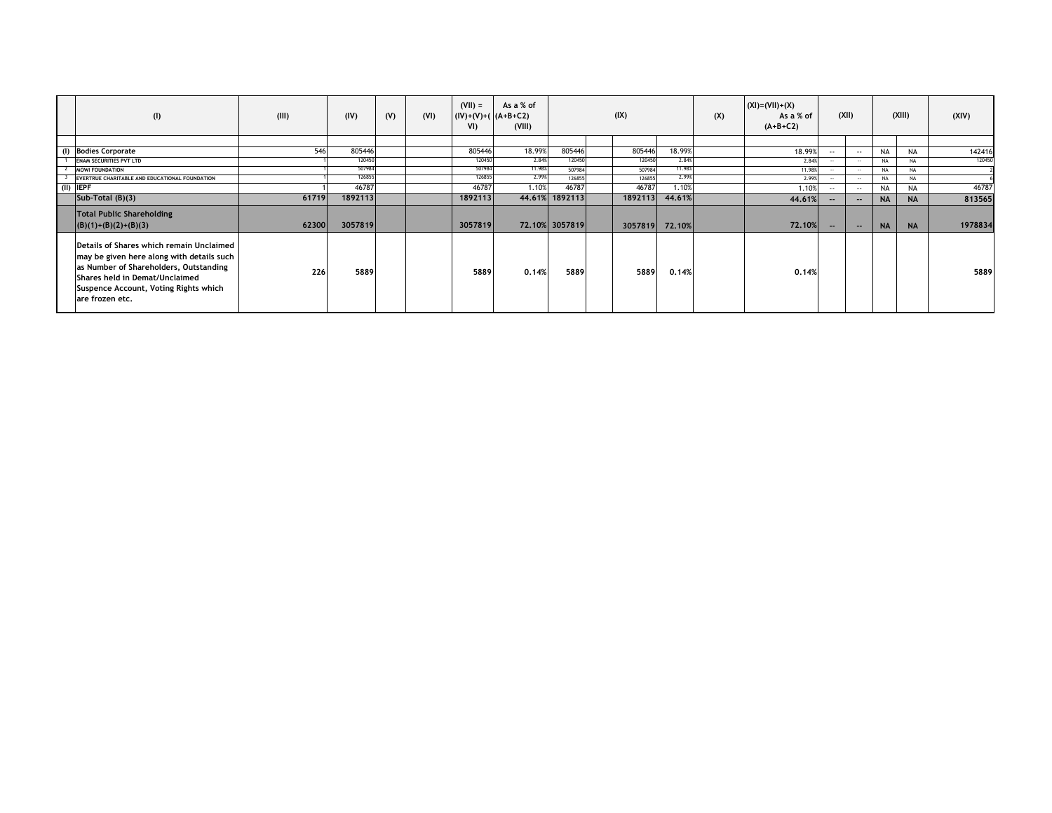| | (I) | (III) | (IV) | (V) | (VI) | (VII) = (IV)+(V)+(VI) | As a % of (A+B+C2) (VIII) | (IX) | | | | (X) | (XI)=(VII)+(X) As a % of (A+B+C2) | (XII) | | (XIII) | | (XIV) |
|---|---|---|---|---|---|---|---|---|---|---|---|---|---|---|---|---|---|---|
| | | | | | | | | | | | | | | | | | | |
| (I) | Bodies Corporate | 546 | 805446 | | | 805446 | 18.99% | 805446 | | 805446 | 18.99% | | 18.99% | -- | -- | NA | NA | 142416 |
| 1 | ENAM SECURITIES PVT LTD | 1 | 120450 | | | 120450 | 2.84% | 120450 | | 120450 | 2.84% | | 2.84% | -- | -- | NA | NA | 120450 |
| 2 | MOWI FOUNDATION | 1 | 507984 | | | 507984 | 11.98% | 507984 | | 507984 | 11.98% | | 11.98% | -- | -- | NA | NA | 2 |
| 3 | EVERTRUE CHARITABLE AND EDUCATIONAL FOUNDATION | 1 | 126855 | | | 126855 | 2.99% | 126855 | | 126855 | 2.99% | | 2.99% | -- | -- | NA | NA | 6 |
| (II) | IEPF | 1 | 46787 | | | 46787 | 1.10% | 46787 | | 46787 | 1.10% | | 1.10% | -- | -- | NA | NA | 46787 |
| | Sub-Total (B)(3) | 61719 | 1892113 | | | 1892113 | 44.61% | 1892113 | | 1892113 | 44.61% | | 44.61% | -- | -- | NA | NA | 813565 |
| | Total Public Shareholding (B)(1)+(B)(2)+(B)(3) | 62300 | 3057819 | | | 3057819 | 72.10% | 3057819 | | 3057819 | 72.10% | | 72.10% | -- | -- | NA | NA | 1978834 |
| | Details of Shares which remain Unclaimed may be given here along with details such as Number of Shareholders, Outstanding Shares held in Demat/Unclaimed Suspence Account, Voting Rights which are frozen etc. | 226 | 5889 | | | 5889 | 0.14% | 5889 | | 5889 | 0.14% | | 0.14% | | | | | 5889 |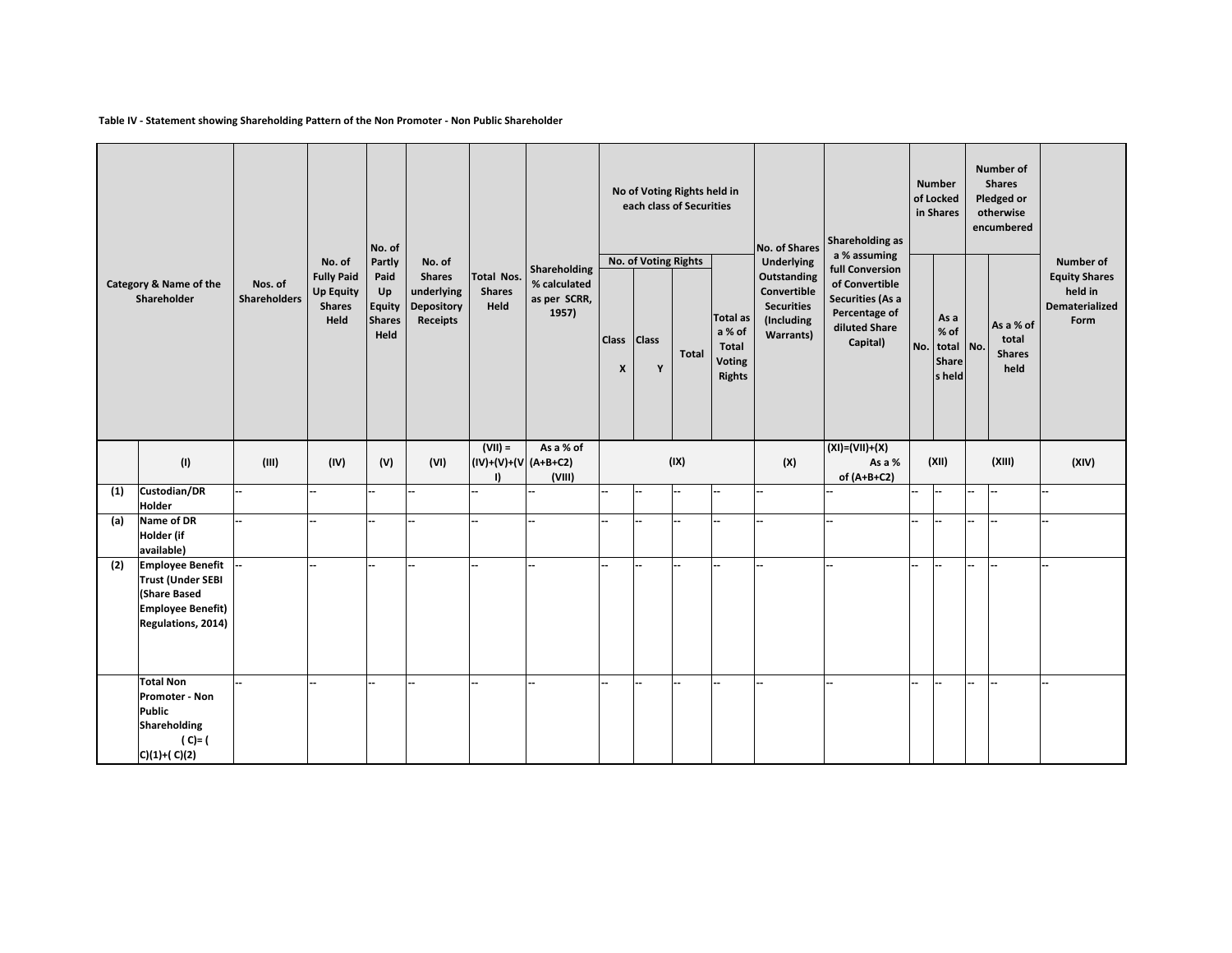**Table IV - Statement showing Shareholding Pattern of the Non Promoter - Non Public Shareholder**

| | Category & Name of the Shareholder | Nos. of Shareholders | No. of Fully Paid Up Equity Shares Held | No. of Partly Paid Up Equity Shares Held | No. of Shares underlying Depository Receipts | Total Nos. Shares Held | Shareholding % calculated as per SCRR, 1957) | No of Voting Rights held in each class of Securities | | | | No. of Shares Underlying Outstanding Convertible Securities (Including Warrants) | Shareholding as a % assuming full Conversion of Convertible Securities (As a Percentage of diluted Share Capital) | Number of Locked in Shares | | Number of Shares Pledged or otherwise encumbered | | Number of Equity Shares held in Dematerialized Form |
|---|---|---|---|---|---|---|---|---|---|---|---|---|---|---|---|---|---|---|
| | | | | | | | | No. of Voting Rights | | | Total as a % of Total Voting Rights | | | No. | As a % of total Shares held | No. | As a % of total Shares held | |
| | | | | | | | | Class X | Class Y | Total | | | | | | | | |
| | (I) | (III) | (IV) | (V) | (VI) | (VII) = (IV)+(V)+(VI) | As a % of (A+B+C2) (VIII) | (IX) | | | | (X) | (XI)=(VII)+(X) As a % of (A+B+C2) | (XII) | | (XIII) | | (XIV) |
| (1) | Custodian/DR Holder | -- | -- | -- | -- | -- | -- | -- | -- | -- | -- | -- | -- | -- | -- | -- | -- | -- |
| (a) | Name of DR Holder (if available) | -- | -- | -- | -- | -- | -- | -- | -- | -- | -- | -- | -- | -- | -- | -- | -- | -- |
| (2) | Employee Benefit Trust (Under SEBI (Share Based Employee Benefit) Regulations, 2014) | -- | -- | -- | -- | -- | -- | -- | -- | -- | -- | -- | -- | -- | -- | -- | -- | -- |
| | Total Non Promoter - Non Public Shareholding ( C)= ( C)(1)+( C)(2) | -- | -- | -- | -- | -- | -- | -- | -- | -- | -- | -- | -- | -- | -- | -- | -- | -- |